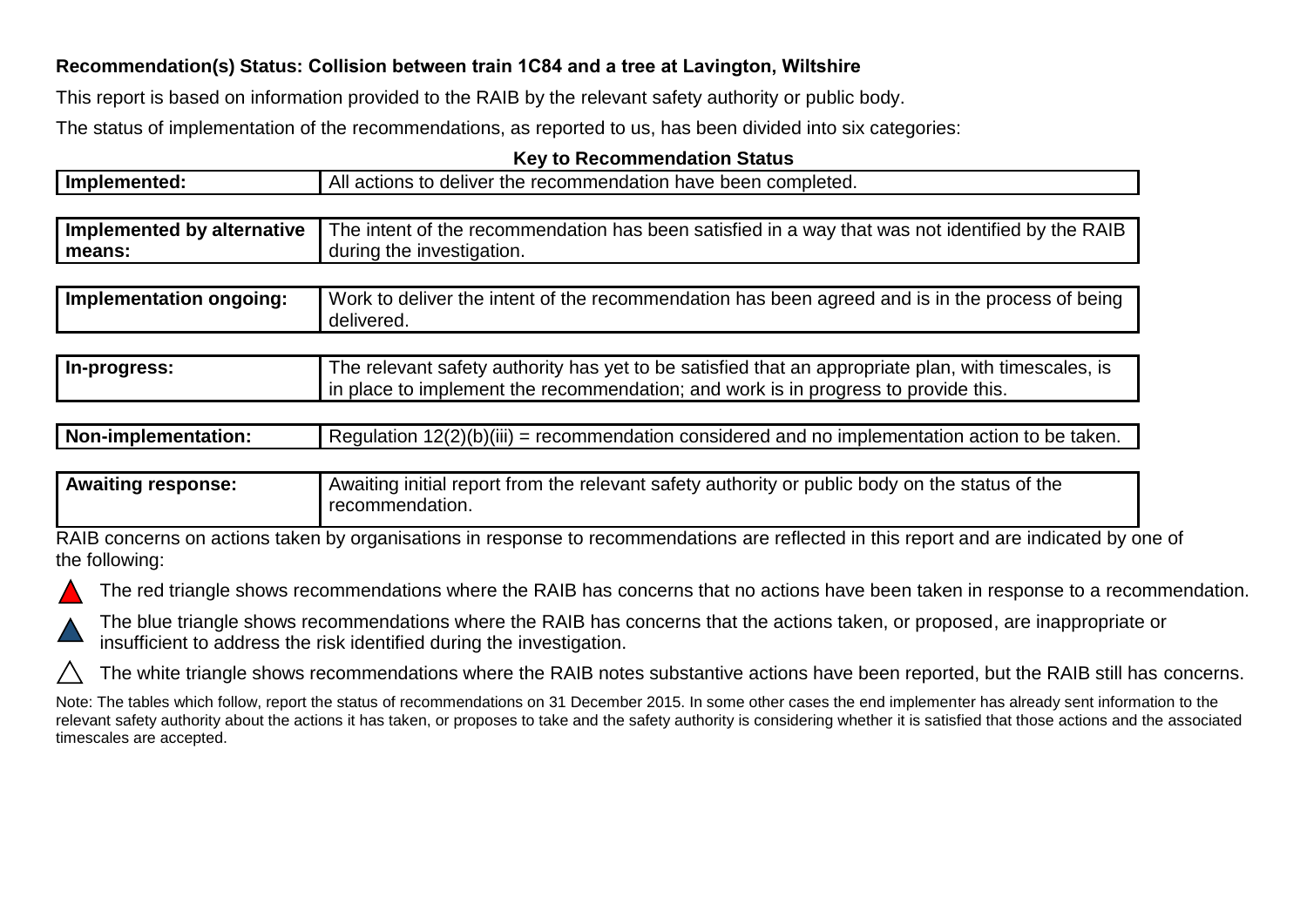**Recommendation(s) Status: Collision between train 1C84 and a tree at Lavington, Wiltshire**

This report is based on information provided to the RAIB by the relevant safety authority or public body.

The status of implementation of the recommendations, as reported to us, has been divided into six categories:

**Key to Recommendation Status**

| | |
|---|---|
| **Implemented:** | All actions to deliver the recommendation have been completed. |
| **Implemented by alternative means:** | The intent of the recommendation has been satisfied in a way that was not identified by the RAIB during the investigation. |
| **Implementation ongoing:** | Work to deliver the intent of the recommendation has been agreed and is in the process of being delivered. |
| **In-progress:** | The relevant safety authority has yet to be satisfied that an appropriate plan, with timescales, is in place to implement the recommendation; and work is in progress to provide this. |
| **Non-implementation:** | Regulation 12(2)(b)(iii) = recommendation considered and no implementation action to be taken. |
| **Awaiting response:** | Awaiting initial report from the relevant safety authority or public body on the status of the recommendation. |

RAIB concerns on actions taken by organisations in response to recommendations are reflected in this report and are indicated by one of the following:

- The red triangle shows recommendations where the RAIB has concerns that no actions have been taken in response to a recommendation.
- The blue triangle shows recommendations where the RAIB has concerns that the actions taken, or proposed, are inappropriate or insufficient to address the risk identified during the investigation.
- The white triangle shows recommendations where the RAIB notes substantive actions have been reported, but the RAIB still has concerns.

Note: The tables which follow, report the status of recommendations on 31 December 2015. In some other cases the end implementer has already sent information to the relevant safety authority about the actions it has taken, or proposes to take and the safety authority is considering whether it is satisfied that those actions and the associated timescales are accepted.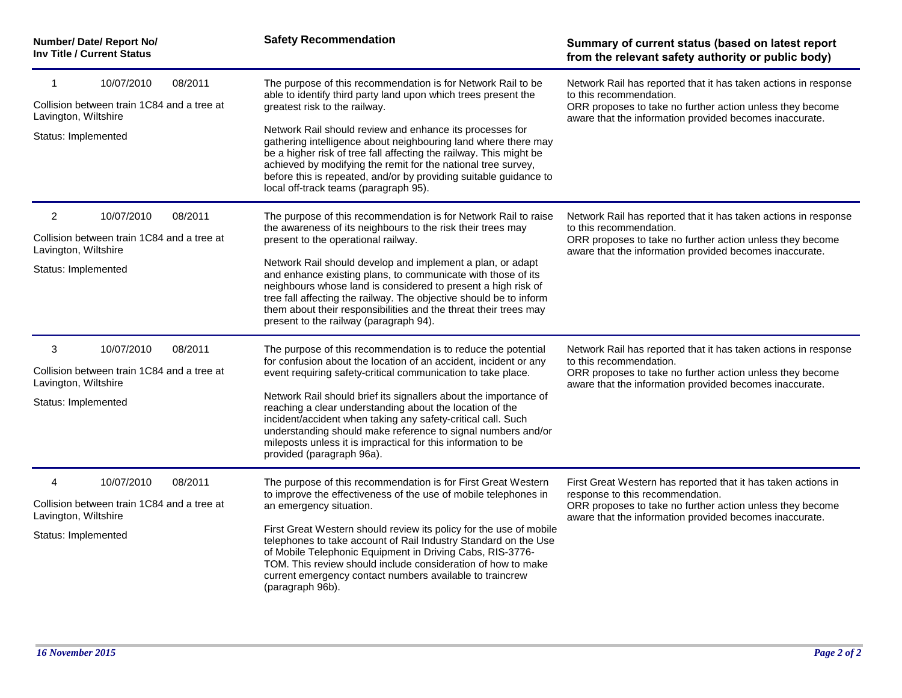| Number/ Date/ Report No/ Inv Title / Current Status | Safety Recommendation | Summary of current status (based on latest report from the relevant safety authority or public body) |
|---|---|---|
| 1 10/07/2010 08/2011<br>Collision between train 1C84 and a tree at Lavington, Wiltshire<br>Status: Implemented | The purpose of this recommendation is for Network Rail to be able to identify third party land upon which trees present the greatest risk to the railway.<br>Network Rail should review and enhance its processes for gathering intelligence about neighbouring land where there may be a higher risk of tree fall affecting the railway. This might be achieved by modifying the remit for the national tree survey, before this is repeated, and/or by providing suitable guidance to local off-track teams (paragraph 95). | Network Rail has reported that it has taken actions in response to this recommendation.<br>ORR proposes to take no further action unless they become aware that the information provided becomes inaccurate. |
| 2 10/07/2010 08/2011<br>Collision between train 1C84 and a tree at Lavington, Wiltshire<br>Status: Implemented | The purpose of this recommendation is for Network Rail to raise the awareness of its neighbours to the risk their trees may present to the operational railway.<br>Network Rail should develop and implement a plan, or adapt and enhance existing plans, to communicate with those of its neighbours whose land is considered to present a high risk of tree fall affecting the railway. The objective should be to inform them about their responsibilities and the threat their trees may present to the railway (paragraph 94). | Network Rail has reported that it has taken actions in response to this recommendation.<br>ORR proposes to take no further action unless they become aware that the information provided becomes inaccurate. |
| 3 10/07/2010 08/2011<br>Collision between train 1C84 and a tree at Lavington, Wiltshire<br>Status: Implemented | The purpose of this recommendation is to reduce the potential for confusion about the location of an accident, incident or any event requiring safety-critical communication to take place.<br>Network Rail should brief its signallers about the importance of reaching a clear understanding about the location of the incident/accident when taking any safety-critical call. Such understanding should make reference to signal numbers and/or mileposts unless it is impractical for this information to be provided (paragraph 96a). | Network Rail has reported that it has taken actions in response to this recommendation.<br>ORR proposes to take no further action unless they become aware that the information provided becomes inaccurate. |
| 4 10/07/2010 08/2011<br>Collision between train 1C84 and a tree at Lavington, Wiltshire<br>Status: Implemented | The purpose of this recommendation is for First Great Western to improve the effectiveness of the use of mobile telephones in an emergency situation.<br>First Great Western should review its policy for the use of mobile telephones to take account of Rail Industry Standard on the Use of Mobile Telephonic Equipment in Driving Cabs, RIS-3776-TOM. This review should include consideration of how to make current emergency contact numbers available to traincrew (paragraph 96b). | First Great Western has reported that it has taken actions in response to this recommendation.<br>ORR proposes to take no further action unless they become aware that the information provided becomes inaccurate. |